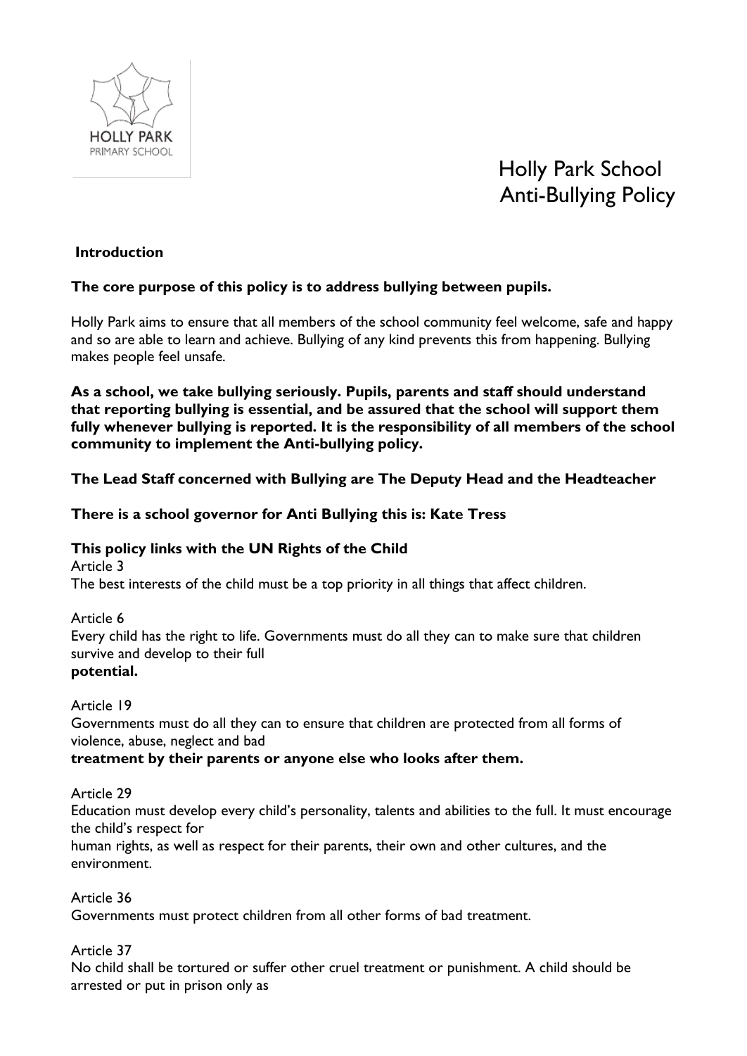HOLLY PARK
PRIMARY SCHOOL

# Holly Park School
# Anti-Bullying Policy

## Introduction

**The core purpose of this policy is to address bullying between pupils.**

Holly Park aims to ensure that all members of the school community feel welcome, safe and happy and so are able to learn and achieve. Bullying of any kind prevents this from happening. Bullying makes people feel unsafe.

**As a school, we take bullying seriously. Pupils, parents and staff should understand that reporting bullying is essential, and be assured that the school will support them fully whenever bullying is reported. It is the responsibility of all members of the school community to implement the Anti-bullying policy.**

**The Lead Staff concerned with Bullying are The Deputy Head and the Headteacher**

**There is a school governor for Anti Bullying this is: Kate Tress**

**This policy links with the UN Rights of the Child**

Article 3
The best interests of the child must be a top priority in all things that affect children.

Article 6
Every child has the right to life. Governments must do all they can to make sure that children survive and develop to their full
**potential.**

Article 19
Governments must do all they can to ensure that children are protected from all forms of violence, abuse, neglect and bad
**treatment by their parents or anyone else who looks after them.**

Article 29
Education must develop every child's personality, talents and abilities to the full. It must encourage the child's respect for
human rights, as well as respect for their parents, their own and other cultures, and the environment.

Article 36
Governments must protect children from all other forms of bad treatment.

Article 37
No child shall be tortured or suffer other cruel treatment or punishment. A child should be arrested or put in prison only as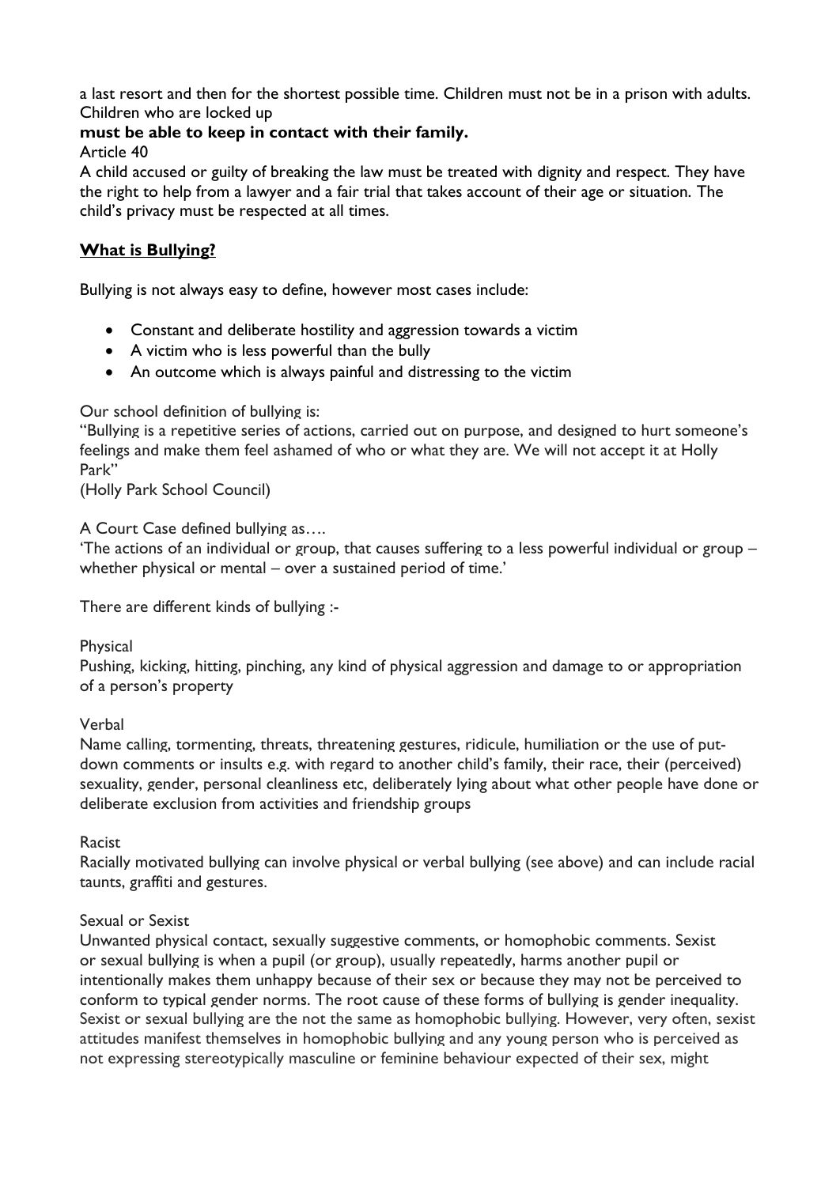a last resort and then for the shortest possible time. Children must not be in a prison with adults. Children who are locked up
**must be able to keep in contact with their family.**
Article 40
A child accused or guilty of breaking the law must be treated with dignity and respect. They have the right to help from a lawyer and a fair trial that takes account of their age or situation. The child's privacy must be respected at all times.

## **What is Bullying?**

Bullying is not always easy to define, however most cases include:

- Constant and deliberate hostility and aggression towards a victim
- A victim who is less powerful than the bully
- An outcome which is always painful and distressing to the victim

Our school definition of bullying is:
"Bullying is a repetitive series of actions, carried out on purpose, and designed to hurt someone's feelings and make them feel ashamed of who or what they are. We will not accept it at Holly Park"
(Holly Park School Council)

A Court Case defined bullying as….
'The actions of an individual or group, that causes suffering to a less powerful individual or group – whether physical or mental – over a sustained period of time.'

There are different kinds of bullying :-

Physical
Pushing, kicking, hitting, pinching, any kind of physical aggression and damage to or appropriation of a person's property

Verbal
Name calling, tormenting, threats, threatening gestures, ridicule, humiliation or the use of put-down comments or insults e.g. with regard to another child's family, their race, their (perceived) sexuality, gender, personal cleanliness etc, deliberately lying about what other people have done or deliberate exclusion from activities and friendship groups

Racist
Racially motivated bullying can involve physical or verbal bullying (see above) and can include racial taunts, graffiti and gestures.

Sexual or Sexist
Unwanted physical contact, sexually suggestive comments, or homophobic comments. Sexist or sexual bullying is when a pupil (or group), usually repeatedly, harms another pupil or intentionally makes them unhappy because of their sex or because they may not be perceived to conform to typical gender norms. The root cause of these forms of bullying is gender inequality. Sexist or sexual bullying are the not the same as homophobic bullying. However, very often, sexist attitudes manifest themselves in homophobic bullying and any young person who is perceived as not expressing stereotypically masculine or feminine behaviour expected of their sex, might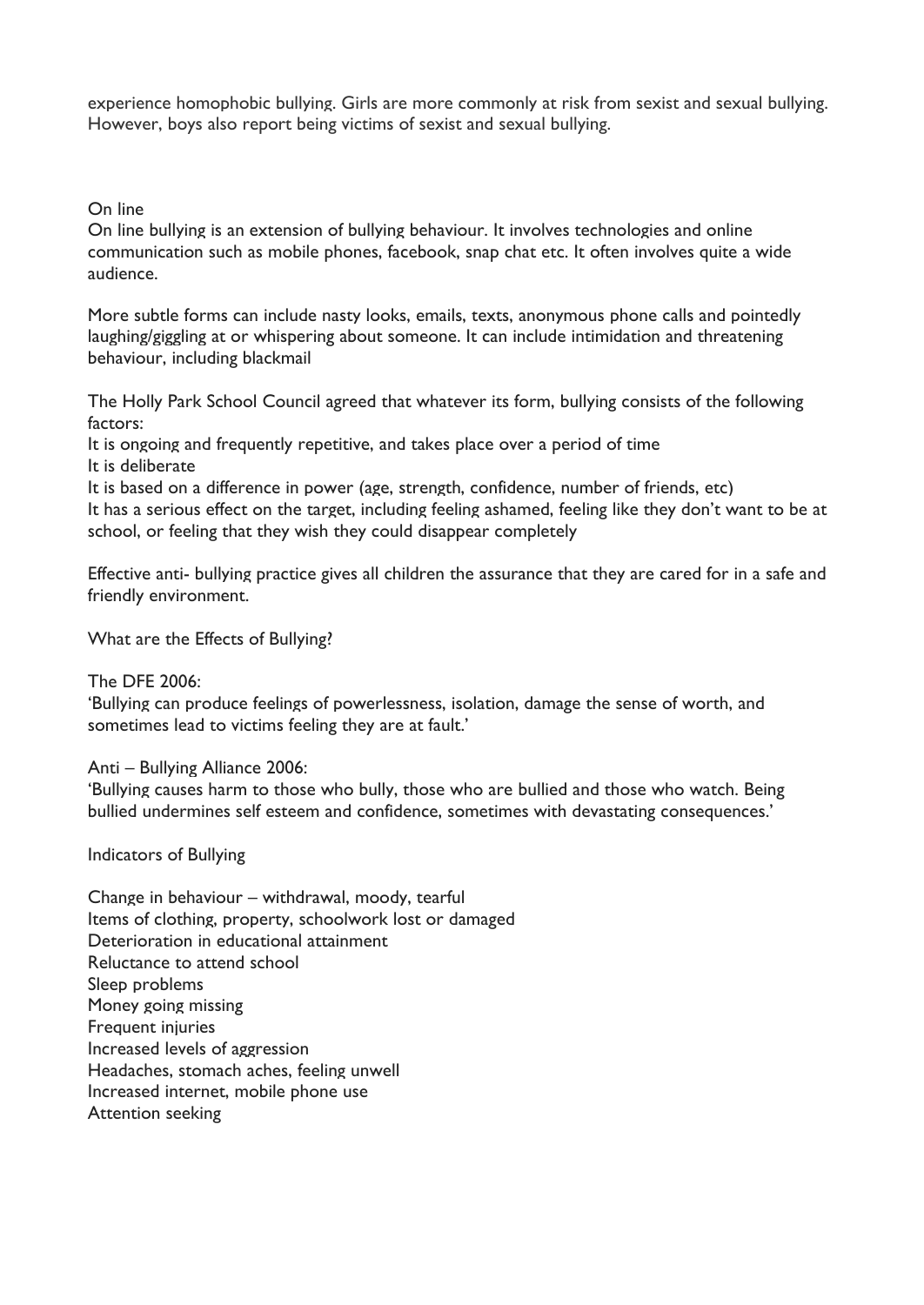experience homophobic bullying. Girls are more commonly at risk from sexist and sexual bullying. However, boys also report being victims of sexist and sexual bullying.

On line

On line bullying is an extension of bullying behaviour. It involves technologies and online communication such as mobile phones, facebook, snap chat etc. It often involves quite a wide audience.

More subtle forms can include nasty looks, emails, texts, anonymous phone calls and pointedly laughing/giggling at or whispering about someone. It can include intimidation and threatening behaviour, including blackmail

The Holly Park School Council agreed that whatever its form, bullying consists of the following factors:

It is ongoing and frequently repetitive, and takes place over a period of time
It is deliberate
It is based on a difference in power (age, strength, confidence, number of friends, etc)
It has a serious effect on the target, including feeling ashamed, feeling like they don't want to be at school, or feeling that they wish they could disappear completely

Effective anti- bullying practice gives all children the assurance that they are cared for in a safe and friendly environment.

What are the Effects of Bullying?

The DFE 2006:
'Bullying can produce feelings of powerlessness, isolation, damage the sense of worth, and sometimes lead to victims feeling they are at fault.'

Anti – Bullying Alliance 2006:
'Bullying causes harm to those who bully, those who are bullied and those who watch. Being bullied undermines self esteem and confidence, sometimes with devastating consequences.'

Indicators of Bullying

Change in behaviour – withdrawal, moody, tearful
Items of clothing, property, schoolwork lost or damaged
Deterioration in educational attainment
Reluctance to attend school
Sleep problems
Money going missing
Frequent injuries
Increased levels of aggression
Headaches, stomach aches, feeling unwell
Increased internet, mobile phone use
Attention seeking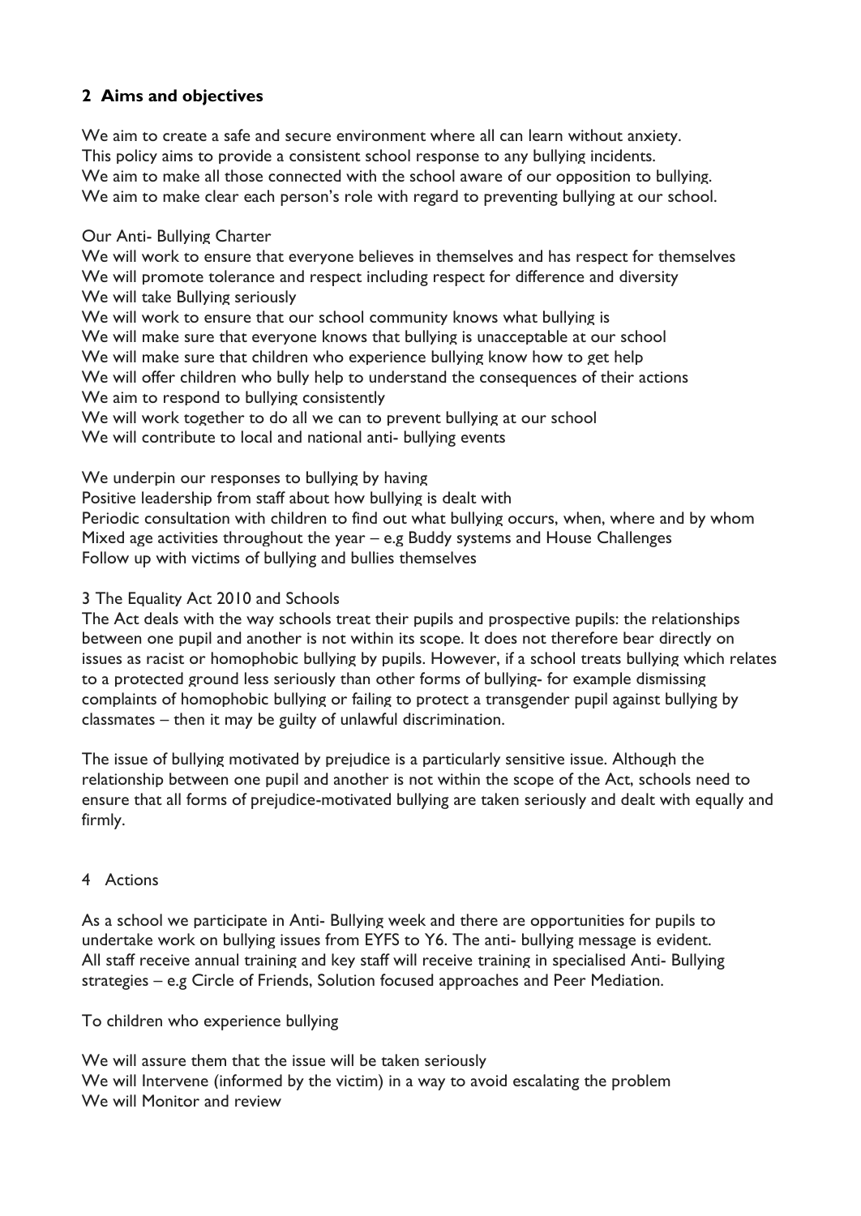## 2 Aims and objectives

We aim to create a safe and secure environment where all can learn without anxiety.
This policy aims to provide a consistent school response to any bullying incidents.
We aim to make all those connected with the school aware of our opposition to bullying.
We aim to make clear each person's role with regard to preventing bullying at our school.

Our Anti- Bullying Charter

We will work to ensure that everyone believes in themselves and has respect for themselves
We will promote tolerance and respect including respect for difference and diversity
We will take Bullying seriously
We will work to ensure that our school community knows what bullying is
We will make sure that everyone knows that bullying is unacceptable at our school
We will make sure that children who experience bullying know how to get help
We will offer children who bully help to understand the consequences of their actions
We aim to respond to bullying consistently
We will work together to do all we can to prevent bullying at our school
We will contribute to local and national anti- bullying events

We underpin our responses to bullying by having
Positive leadership from staff about how bullying is dealt with
Periodic consultation with children to find out what bullying occurs, when, where and by whom
Mixed age activities throughout the year – e.g Buddy systems and House Challenges
Follow up with victims of bullying and bullies themselves

3 The Equality Act 2010 and Schools

The Act deals with the way schools treat their pupils and prospective pupils: the relationships between one pupil and another is not within its scope. It does not therefore bear directly on issues as racist or homophobic bullying by pupils. However, if a school treats bullying which relates to a protected ground less seriously than other forms of bullying- for example dismissing complaints of homophobic bullying or failing to protect a transgender pupil against bullying by classmates – then it may be guilty of unlawful discrimination.

The issue of bullying motivated by prejudice is a particularly sensitive issue. Although the relationship between one pupil and another is not within the scope of the Act, schools need to ensure that all forms of prejudice-motivated bullying are taken seriously and dealt with equally and firmly.

4 Actions

As a school we participate in Anti- Bullying week and there are opportunities for pupils to undertake work on bullying issues from EYFS to Y6. The anti- bullying message is evident.
All staff receive annual training and key staff will receive training in specialised Anti- Bullying strategies – e.g Circle of Friends, Solution focused approaches and Peer Mediation.

To children who experience bullying

We will assure them that the issue will be taken seriously
We will Intervene (informed by the victim) in a way to avoid escalating the problem
We will Monitor and review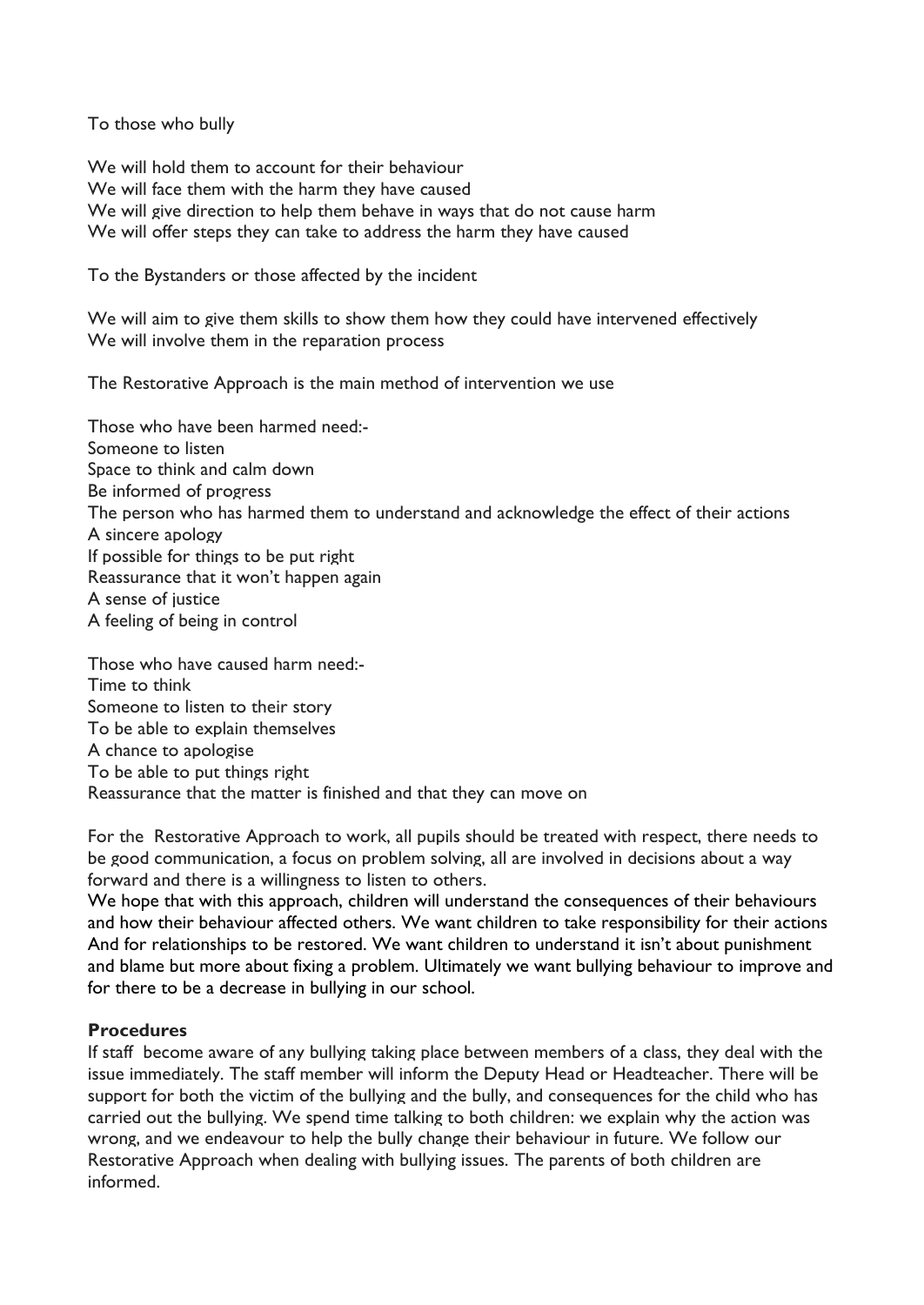To those who bully

We will hold them to account for their behaviour
We will face them with the harm they have caused
We will give direction to help them behave in ways that do not cause harm
We will offer steps they can take to address the harm they have caused

To the Bystanders or those affected by the incident

We will aim to give them skills to show them how they could have intervened effectively
We will involve them in the reparation process

The Restorative Approach is the main method of intervention we use

Those who have been harmed need:-
Someone to listen
Space to think and calm down
Be informed of progress
The person who has harmed them to understand and acknowledge the effect of their actions
A sincere apology
If possible for things to be put right
Reassurance that it won't happen again
A sense of justice
A feeling of being in control

Those who have caused harm need:-
Time to think
Someone to listen to their story
To be able to explain themselves
A chance to apologise
To be able to put things right
Reassurance that the matter is finished and that they can move on

For the Restorative Approach to work, all pupils should be treated with respect, there needs to be good communication, a focus on problem solving, all are involved in decisions about a way forward and there is a willingness to listen to others.
We hope that with this approach, children will understand the consequences of their behaviours and how their behaviour affected others. We want children to take responsibility for their actions And for relationships to be restored. We want children to understand it isn't about punishment and blame but more about fixing a problem. Ultimately we want bullying behaviour to improve and for there to be a decrease in bullying in our school.

**Procedures**
If staff become aware of any bullying taking place between members of a class, they deal with the issue immediately. The staff member will inform the Deputy Head or Headteacher. There will be support for both the victim of the bullying and the bully, and consequences for the child who has carried out the bullying. We spend time talking to both children: we explain why the action was wrong, and we endeavour to help the bully change their behaviour in future. We follow our Restorative Approach when dealing with bullying issues. The parents of both children are informed.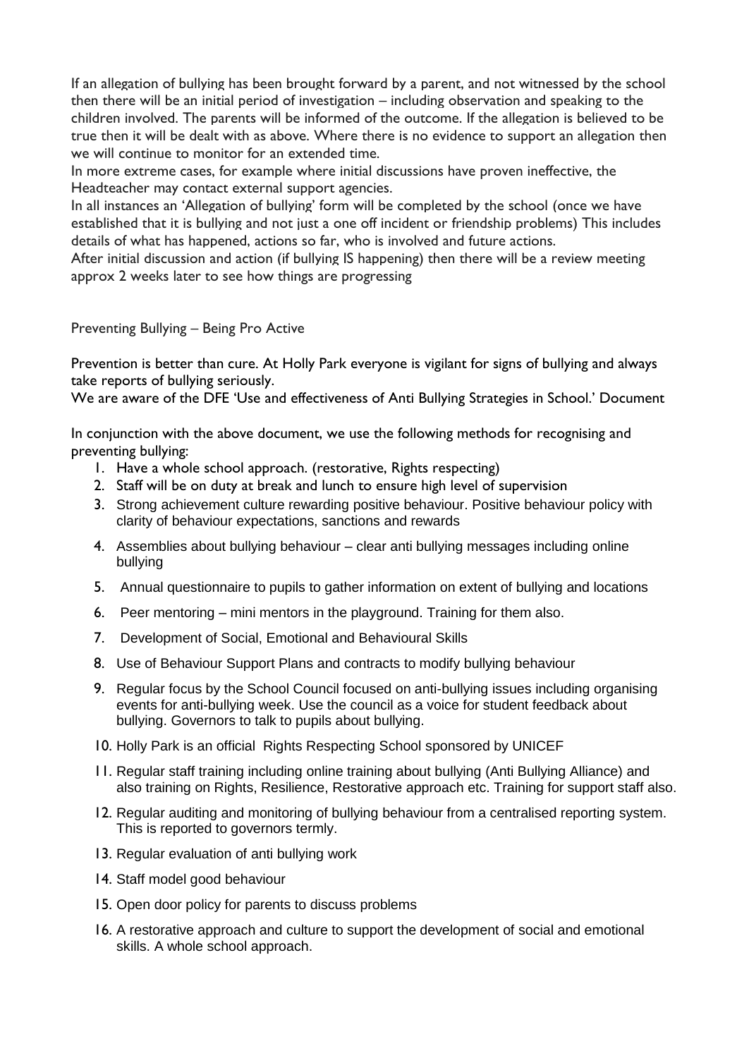If an allegation of bullying has been brought forward by a parent, and not witnessed by the school then there will be an initial period of investigation – including observation and speaking to the children involved. The parents will be informed of the outcome. If the allegation is believed to be true then it will be dealt with as above. Where there is no evidence to support an allegation then we will continue to monitor for an extended time.

In more extreme cases, for example where initial discussions have proven ineffective, the Headteacher may contact external support agencies.

In all instances an 'Allegation of bullying' form will be completed by the school (once we have established that it is bullying and not just a one off incident or friendship problems) This includes details of what has happened, actions so far, who is involved and future actions.

After initial discussion and action (if bullying IS happening) then there will be a review meeting approx 2 weeks later to see how things are progressing

## Preventing Bullying – Being Pro Active

Prevention is better than cure. At Holly Park everyone is vigilant for signs of bullying and always take reports of bullying seriously.

We are aware of the DFE 'Use and effectiveness of Anti Bullying Strategies in School.' Document

In conjunction with the above document, we use the following methods for recognising and preventing bullying:

1. Have a whole school approach. (restorative, Rights respecting)
2. Staff will be on duty at break and lunch to ensure high level of supervision
3. Strong achievement culture rewarding positive behaviour. Positive behaviour policy with clarity of behaviour expectations, sanctions and rewards
4. Assemblies about bullying behaviour – clear anti bullying messages including online bullying
5. Annual questionnaire to pupils to gather information on extent of bullying and locations
6. Peer mentoring – mini mentors in the playground. Training for them also.
7. Development of Social, Emotional and Behavioural Skills
8. Use of Behaviour Support Plans and contracts to modify bullying behaviour
9. Regular focus by the School Council focused on anti-bullying issues including organising events for anti-bullying week. Use the council as a voice for student feedback about bullying. Governors to talk to pupils about bullying.
10. Holly Park is an official Rights Respecting School sponsored by UNICEF
11. Regular staff training including online training about bullying (Anti Bullying Alliance) and also training on Rights, Resilience, Restorative approach etc. Training for support staff also.
12. Regular auditing and monitoring of bullying behaviour from a centralised reporting system. This is reported to governors termly.
13. Regular evaluation of anti bullying work
14. Staff model good behaviour
15. Open door policy for parents to discuss problems
16. A restorative approach and culture to support the development of social and emotional skills. A whole school approach.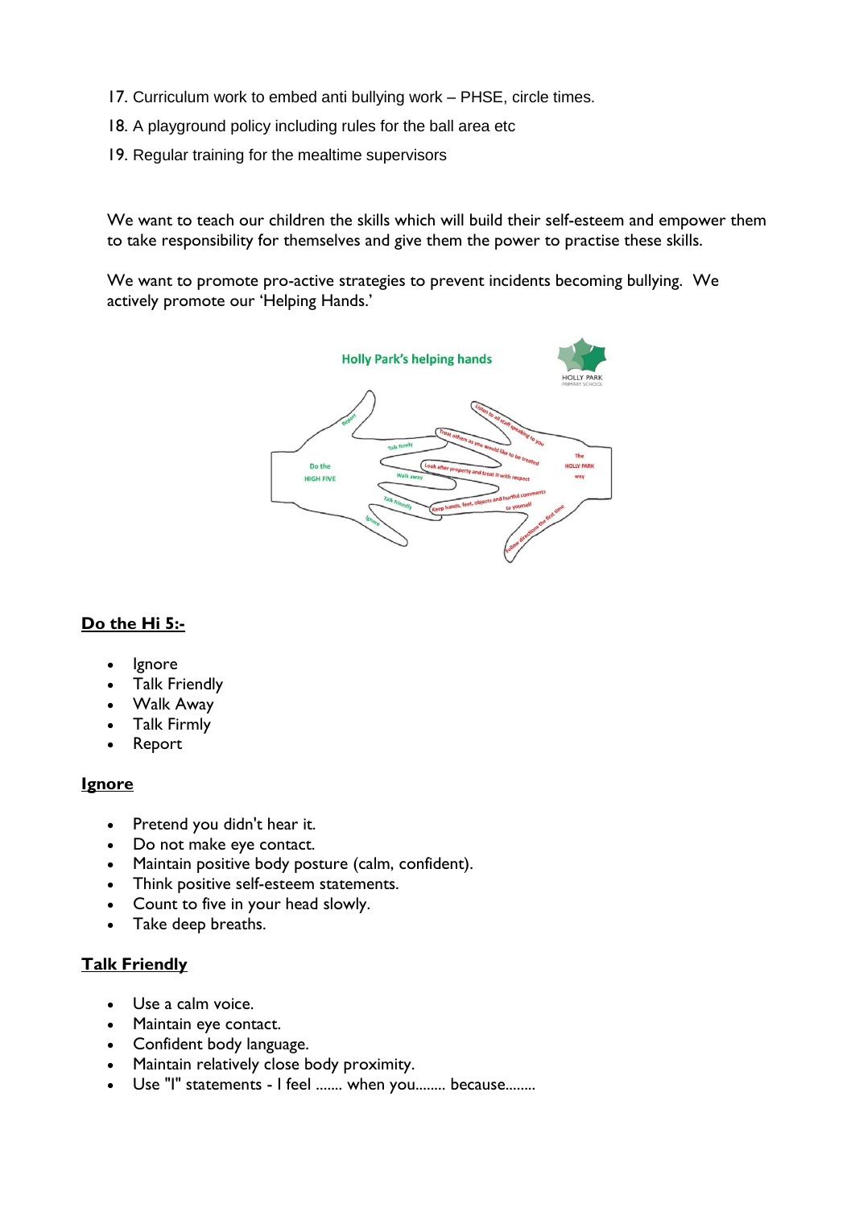17. Curriculum work to embed anti bullying work – PHSE, circle times.
18. A playground policy including rules for the ball area etc
19. Regular training for the mealtime supervisors

We want to teach our children the skills which will build their self-esteem and empower them to take responsibility for themselves and give them the power to practise these skills.

We want to promote pro-active strategies to prevent incidents becoming bullying. We actively promote our 'Helping Hands.'

**Do the Hi 5:-**

- Ignore
- Talk Friendly
- Walk Away
- Talk Firmly
- Report

**Ignore**

- Pretend you didn't hear it.
- Do not make eye contact.
- Maintain positive body posture (calm, confident).
- Think positive self-esteem statements.
- Count to five in your head slowly.
- Take deep breaths.

**Talk Friendly**

- Use a calm voice.
- Maintain eye contact.
- Confident body language.
- Maintain relatively close body proximity.
- Use "I" statements - I feel ....... when you........ because........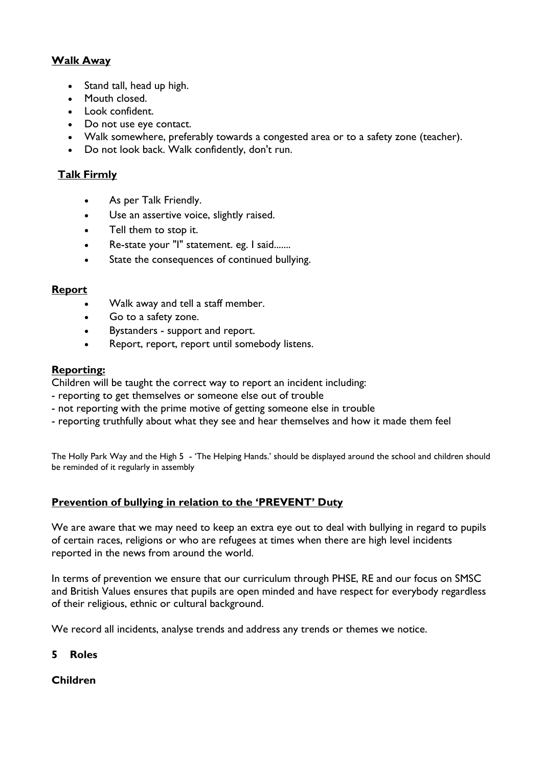**Walk Away**

- Stand tall, head up high.
- Mouth closed.
- Look confident.
- Do not use eye contact.
- Walk somewhere, preferably towards a congested area or to a safety zone (teacher).
- Do not look back. Walk confidently, don't run.

**Talk Firmly**

- As per Talk Friendly.
- Use an assertive voice, slightly raised.
- Tell them to stop it.
- Re-state your "I" statement. eg. I said.......
- State the consequences of continued bullying.

**Report**

- Walk away and tell a staff member.
- Go to a safety zone.
- Bystanders - support and report.
- Report, report, report until somebody listens.

**Reporting:**

Children will be taught the correct way to report an incident including:

- reporting to get themselves or someone else out of trouble
- not reporting with the prime motive of getting someone else in trouble
- reporting truthfully about what they see and hear themselves and how it made them feel

The Holly Park Way and the High 5 - 'The Helping Hands.' should be displayed around the school and children should be reminded of it regularly in assembly

**Prevention of bullying in relation to the 'PREVENT' Duty**

We are aware that we may need to keep an extra eye out to deal with bullying in regard to pupils of certain races, religions or who are refugees at times when there are high level incidents reported in the news from around the world.

In terms of prevention we ensure that our curriculum through PHSE, RE and our focus on SMSC and British Values ensures that pupils are open minded and have respect for everybody regardless of their religious, ethnic or cultural background.

We record all incidents, analyse trends and address any trends or themes we notice.

## 5 Roles

### Children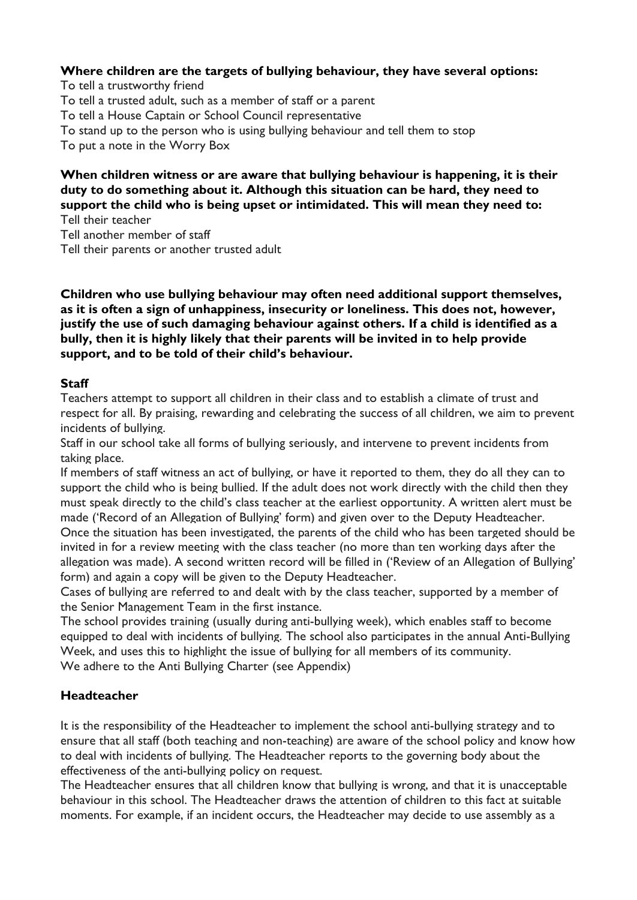**Where children are the targets of bullying behaviour, they have several options:**

To tell a trustworthy friend
To tell a trusted adult, such as a member of staff or a parent
To tell a House Captain or School Council representative
To stand up to the person who is using bullying behaviour and tell them to stop
To put a note in the Worry Box

**When children witness or are aware that bullying behaviour is happening, it is their duty to do something about it. Although this situation can be hard, they need to support the child who is being upset or intimidated. This will mean they need to:**

Tell their teacher
Tell another member of staff
Tell their parents or another trusted adult

**Children who use bullying behaviour may often need additional support themselves, as it is often a sign of unhappiness, insecurity or loneliness. This does not, however, justify the use of such damaging behaviour against others. If a child is identified as a bully, then it is highly likely that their parents will be invited in to help provide support, and to be told of their child's behaviour.**

### Staff

Teachers attempt to support all children in their class and to establish a climate of trust and respect for all. By praising, rewarding and celebrating the success of all children, we aim to prevent incidents of bullying.

Staff in our school take all forms of bullying seriously, and intervene to prevent incidents from taking place.

If members of staff witness an act of bullying, or have it reported to them, they do all they can to support the child who is being bullied. If the adult does not work directly with the child then they must speak directly to the child's class teacher at the earliest opportunity. A written alert must be made ('Record of an Allegation of Bullying' form) and given over to the Deputy Headteacher.

Once the situation has been investigated, the parents of the child who has been targeted should be invited in for a review meeting with the class teacher (no more than ten working days after the allegation was made). A second written record will be filled in ('Review of an Allegation of Bullying' form) and again a copy will be given to the Deputy Headteacher.

Cases of bullying are referred to and dealt with by the class teacher, supported by a member of the Senior Management Team in the first instance.

The school provides training (usually during anti-bullying week), which enables staff to become equipped to deal with incidents of bullying. The school also participates in the annual Anti-Bullying Week, and uses this to highlight the issue of bullying for all members of its community.

We adhere to the Anti Bullying Charter (see Appendix)

### Headteacher

It is the responsibility of the Headteacher to implement the school anti-bullying strategy and to ensure that all staff (both teaching and non-teaching) are aware of the school policy and know how to deal with incidents of bullying. The Headteacher reports to the governing body about the effectiveness of the anti-bullying policy on request.

The Headteacher ensures that all children know that bullying is wrong, and that it is unacceptable behaviour in this school. The Headteacher draws the attention of children to this fact at suitable moments. For example, if an incident occurs, the Headteacher may decide to use assembly as a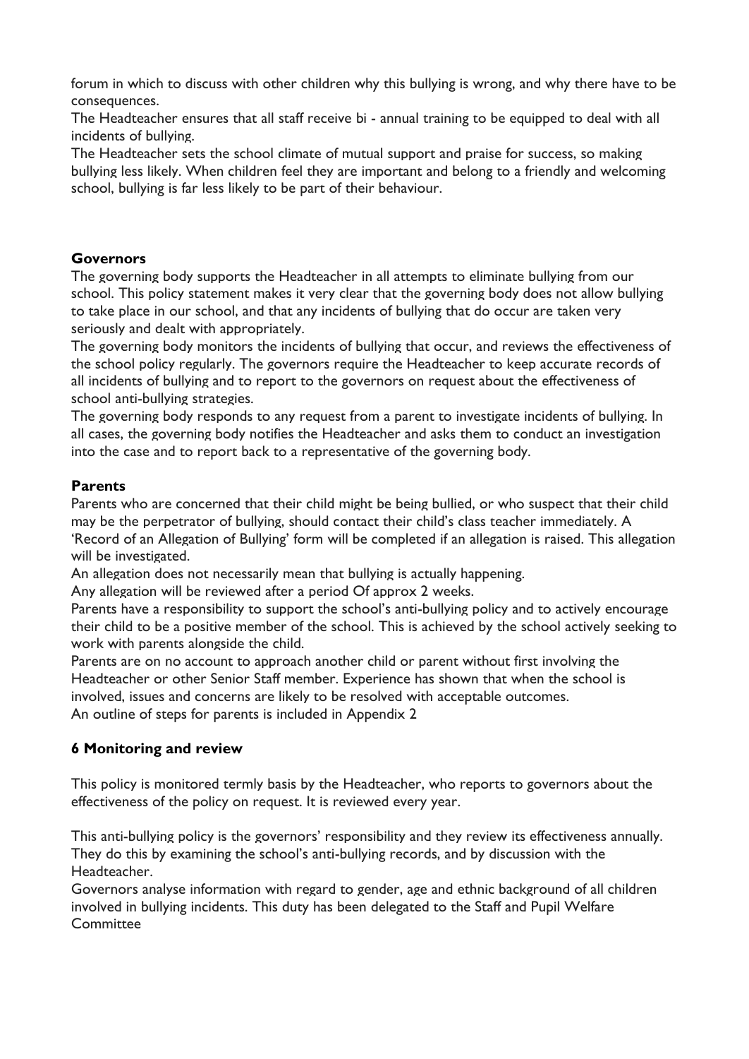forum in which to discuss with other children why this bullying is wrong, and why there have to be consequences.
The Headteacher ensures that all staff receive bi - annual training to be equipped to deal with all incidents of bullying.
The Headteacher sets the school climate of mutual support and praise for success, so making bullying less likely. When children feel they are important and belong to a friendly and welcoming school, bullying is far less likely to be part of their behaviour.

**Governors**
The governing body supports the Headteacher in all attempts to eliminate bullying from our school. This policy statement makes it very clear that the governing body does not allow bullying to take place in our school, and that any incidents of bullying that do occur are taken very seriously and dealt with appropriately.
The governing body monitors the incidents of bullying that occur, and reviews the effectiveness of the school policy regularly. The governors require the Headteacher to keep accurate records of all incidents of bullying and to report to the governors on request about the effectiveness of school anti-bullying strategies.
The governing body responds to any request from a parent to investigate incidents of bullying. In all cases, the governing body notifies the Headteacher and asks them to conduct an investigation into the case and to report back to a representative of the governing body.

**Parents**
Parents who are concerned that their child might be being bullied, or who suspect that their child may be the perpetrator of bullying, should contact their child's class teacher immediately. A 'Record of an Allegation of Bullying' form will be completed if an allegation is raised. This allegation will be investigated.
An allegation does not necessarily mean that bullying is actually happening.
Any allegation will be reviewed after a period Of approx 2 weeks.
Parents have a responsibility to support the school's anti-bullying policy and to actively encourage their child to be a positive member of the school. This is achieved by the school actively seeking to work with parents alongside the child.
Parents are on no account to approach another child or parent without first involving the Headteacher or other Senior Staff member. Experience has shown that when the school is involved, issues and concerns are likely to be resolved with acceptable outcomes.
An outline of steps for parents is included in Appendix 2

## 6 Monitoring and review

This policy is monitored termly basis by the Headteacher, who reports to governors about the effectiveness of the policy on request. It is reviewed every year.

This anti-bullying policy is the governors' responsibility and they review its effectiveness annually. They do this by examining the school's anti-bullying records, and by discussion with the Headteacher.
Governors analyse information with regard to gender, age and ethnic background of all children involved in bullying incidents. This duty has been delegated to the Staff and Pupil Welfare Committee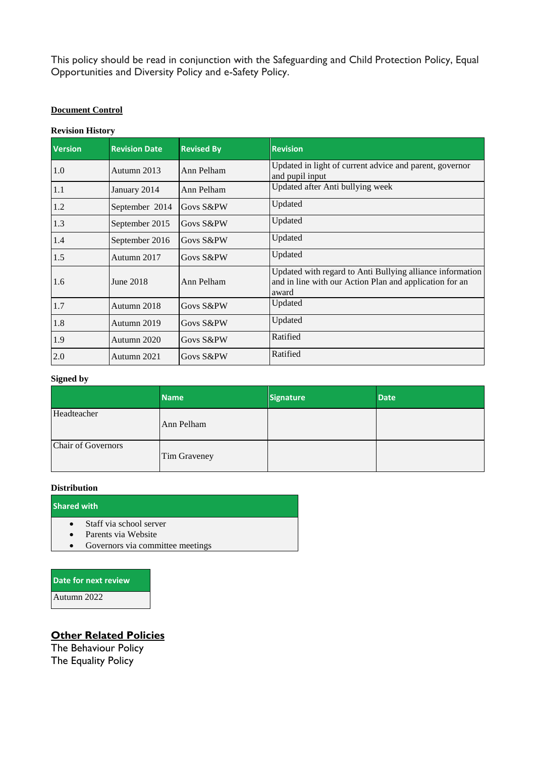This policy should be read in conjunction with the Safeguarding and Child Protection Policy, Equal Opportunities and Diversity Policy and e-Safety Policy.

**Document Control**

**Revision History**

| Version | Revision Date | Revised By | Revision |
|---|---|---|---|
| 1.0 | Autumn 2013 | Ann Pelham | Updated in light of current advice and parent, governor and pupil input |
| 1.1 | January 2014 | Ann Pelham | Updated after Anti bullying week |
| 1.2 | September 2014 | Govs S&PW | Updated |
| 1.3 | September 2015 | Govs S&PW | Updated |
| 1.4 | September 2016 | Govs S&PW | Updated |
| 1.5 | Autumn 2017 | Govs S&PW | Updated |
| 1.6 | June 2018 | Ann Pelham | Updated with regard to Anti Bullying alliance information and in line with our Action Plan and application for an award |
| 1.7 | Autumn 2018 | Govs S&PW | Updated |
| 1.8 | Autumn 2019 | Govs S&PW | Updated |
| 1.9 | Autumn 2020 | Govs S&PW | Ratified |
| 2.0 | Autumn 2021 | Govs S&PW | Ratified |

**Signed by**

| | Name | Signature | Date |
|---|---|---|---|
| Headteacher | Ann Pelham | | |
| Chair of Governors | Tim Graveney | | |

**Distribution**

| Shared with |
|---|
| • Staff via school server<br>• Parents via Website<br>• Governors via committee meetings |

| Date for next review |
|---|
| Autumn 2022 |

## Other Related Policies

The Behaviour Policy
The Equality Policy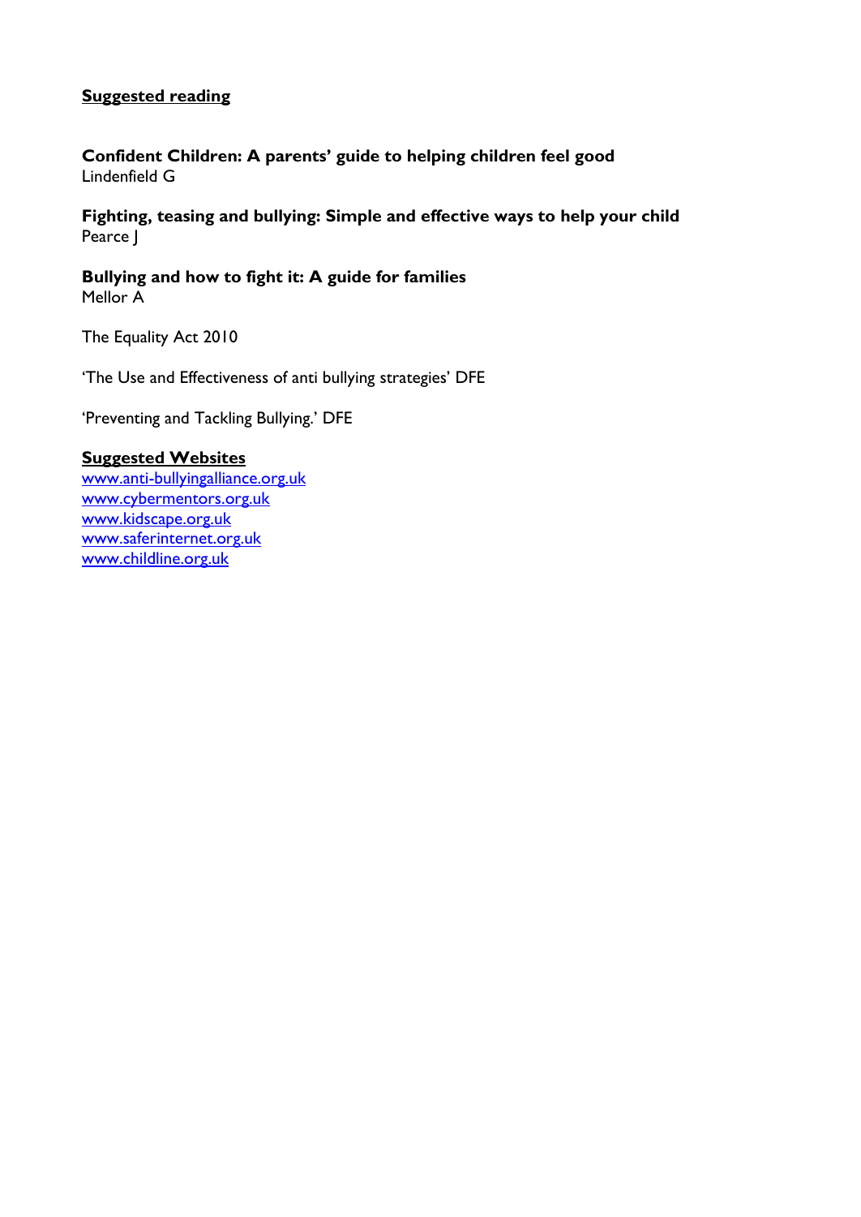## Suggested reading

**Confident Children: A parents' guide to helping children feel good**
Lindenfield G

**Fighting, teasing and bullying: Simple and effective ways to help your child**
Pearce J

**Bullying and how to fight it: A guide for families**
Mellor A

The Equality Act 2010

'The Use and Effectiveness of anti bullying strategies' DFE

'Preventing and Tackling Bullying.' DFE

## Suggested Websites

www.anti-bullyingalliance.org.uk
www.cybermentors.org.uk
www.kidscape.org.uk
www.saferinternet.org.uk
www.childline.org.uk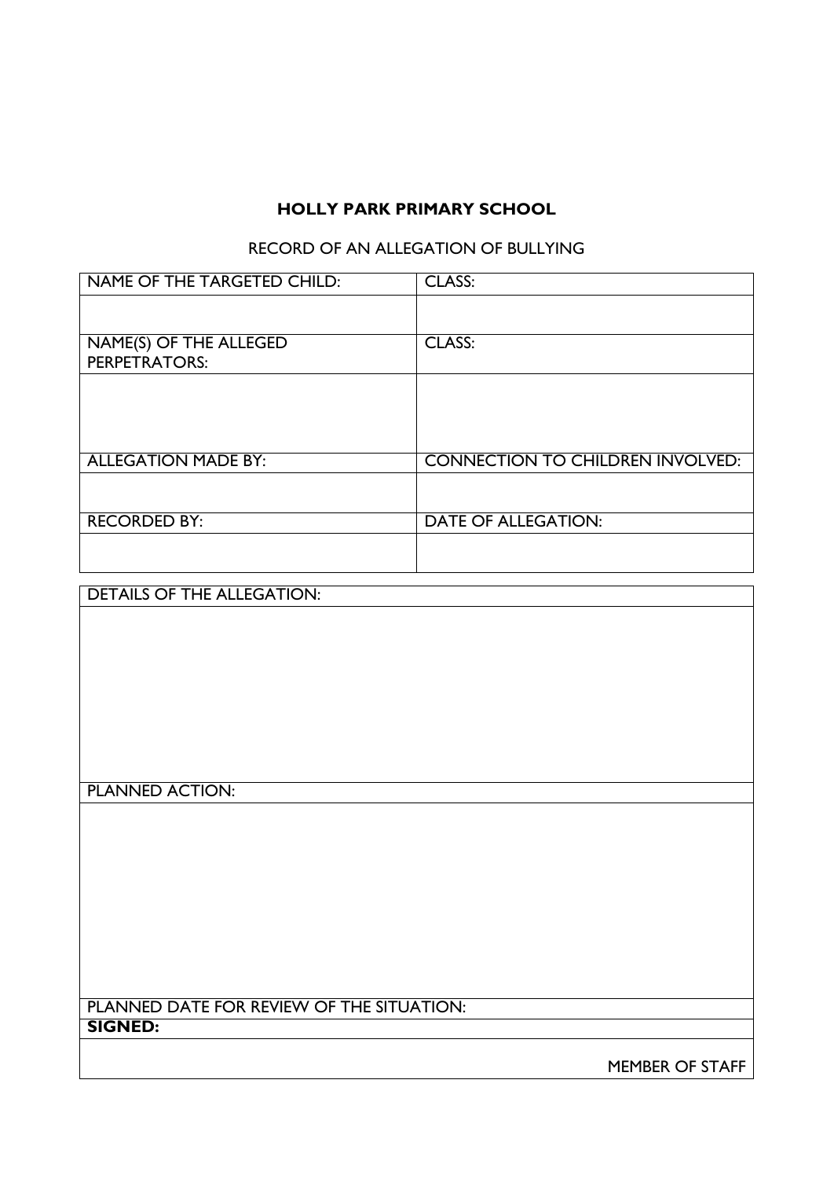**HOLLY PARK PRIMARY SCHOOL**

RECORD OF AN ALLEGATION OF BULLYING

| NAME OF THE TARGETED CHILD: | CLASS: |
|---|---|
| | |
| NAME(S) OF THE ALLEGED PERPETRATORS: | CLASS: |
| | |
| ALLEGATION MADE BY: | CONNECTION TO CHILDREN INVOLVED: |
| | |
| RECORDED BY: | DATE OF ALLEGATION: |
| | |

| DETAILS OF THE ALLEGATION: |
|---|
| |
| PLANNED ACTION: |
| |
| PLANNED DATE FOR REVIEW OF THE SITUATION: |
| **SIGNED:** |
| MEMBER OF STAFF |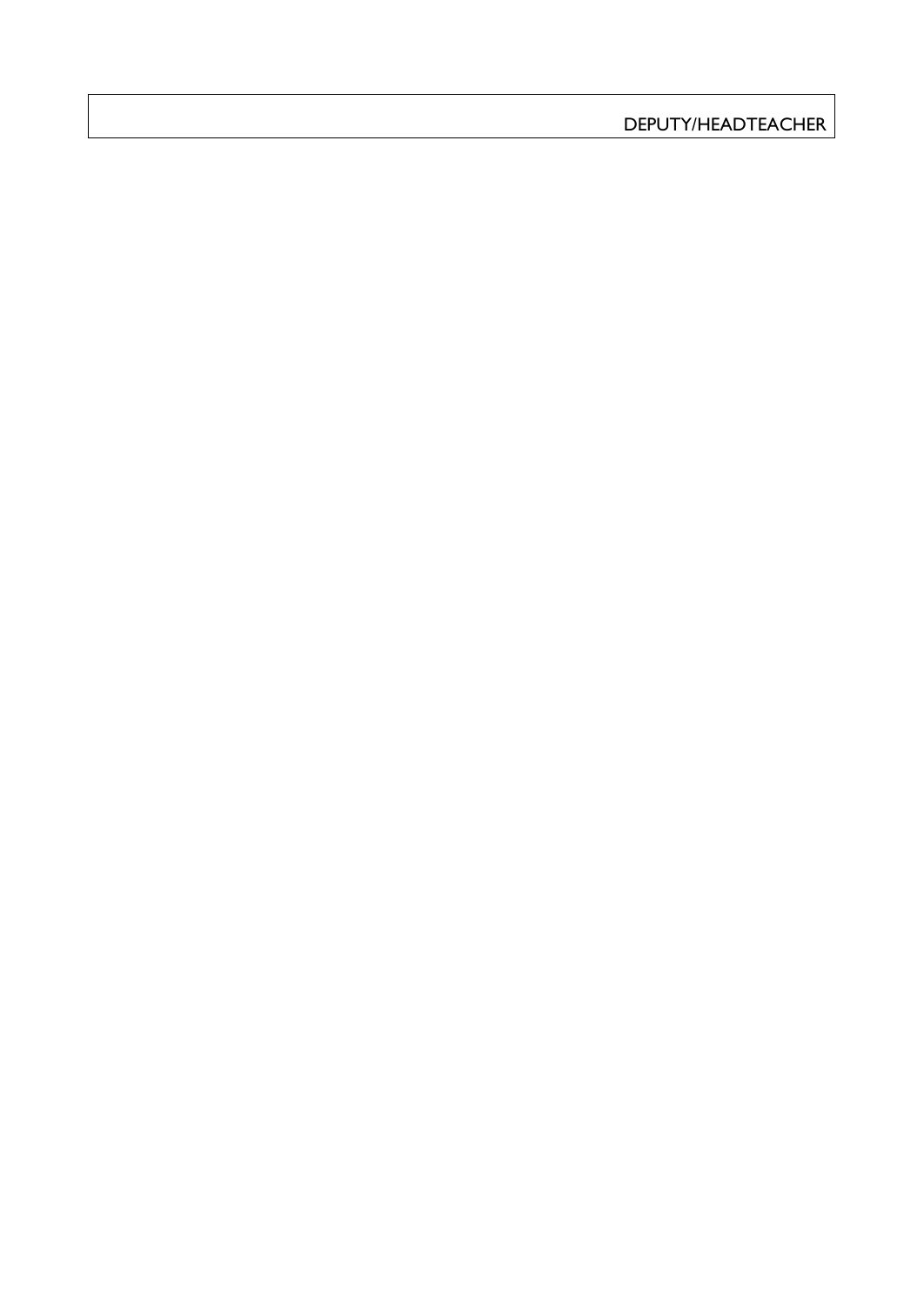DEPUTY/HEADTEACHER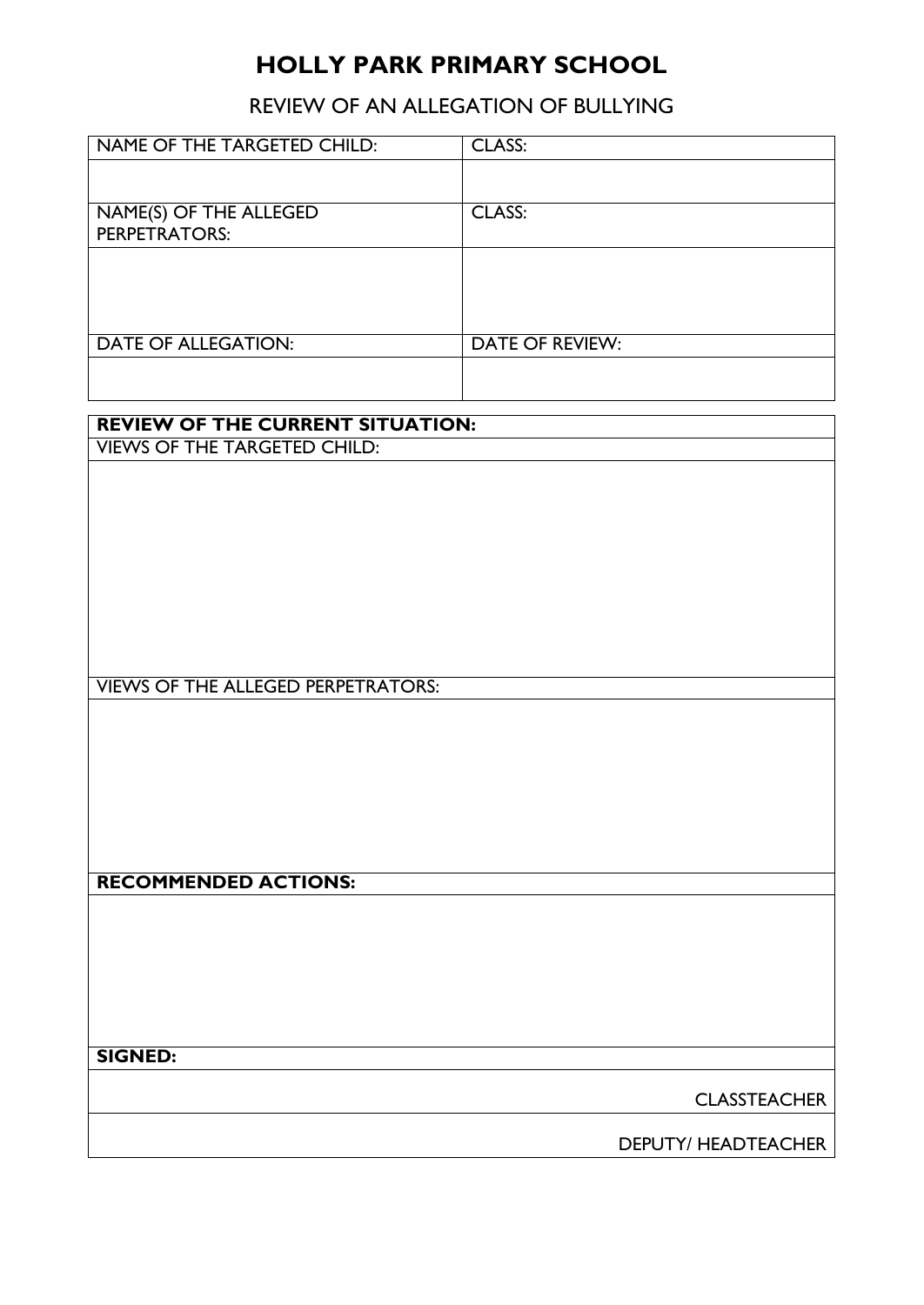# HOLLY PARK PRIMARY SCHOOL

## REVIEW OF AN ALLEGATION OF BULLYING

| NAME OF THE TARGETED CHILD: | CLASS: |
|---|---|
| | |
| NAME(S) OF THE ALLEGED PERPETRATORS: | CLASS: |
| | |
| DATE OF ALLEGATION: | DATE OF REVIEW: |
| | |

| **REVIEW OF THE CURRENT SITUATION:** |
|---|
| VIEWS OF THE TARGETED CHILD: |
| |
| VIEWS OF THE ALLEGED PERPETRATORS: |
| |
| **RECOMMENDED ACTIONS:** |
| |
| **SIGNED:** |
| CLASSTEACHER |
| DEPUTY/ HEADTEACHER |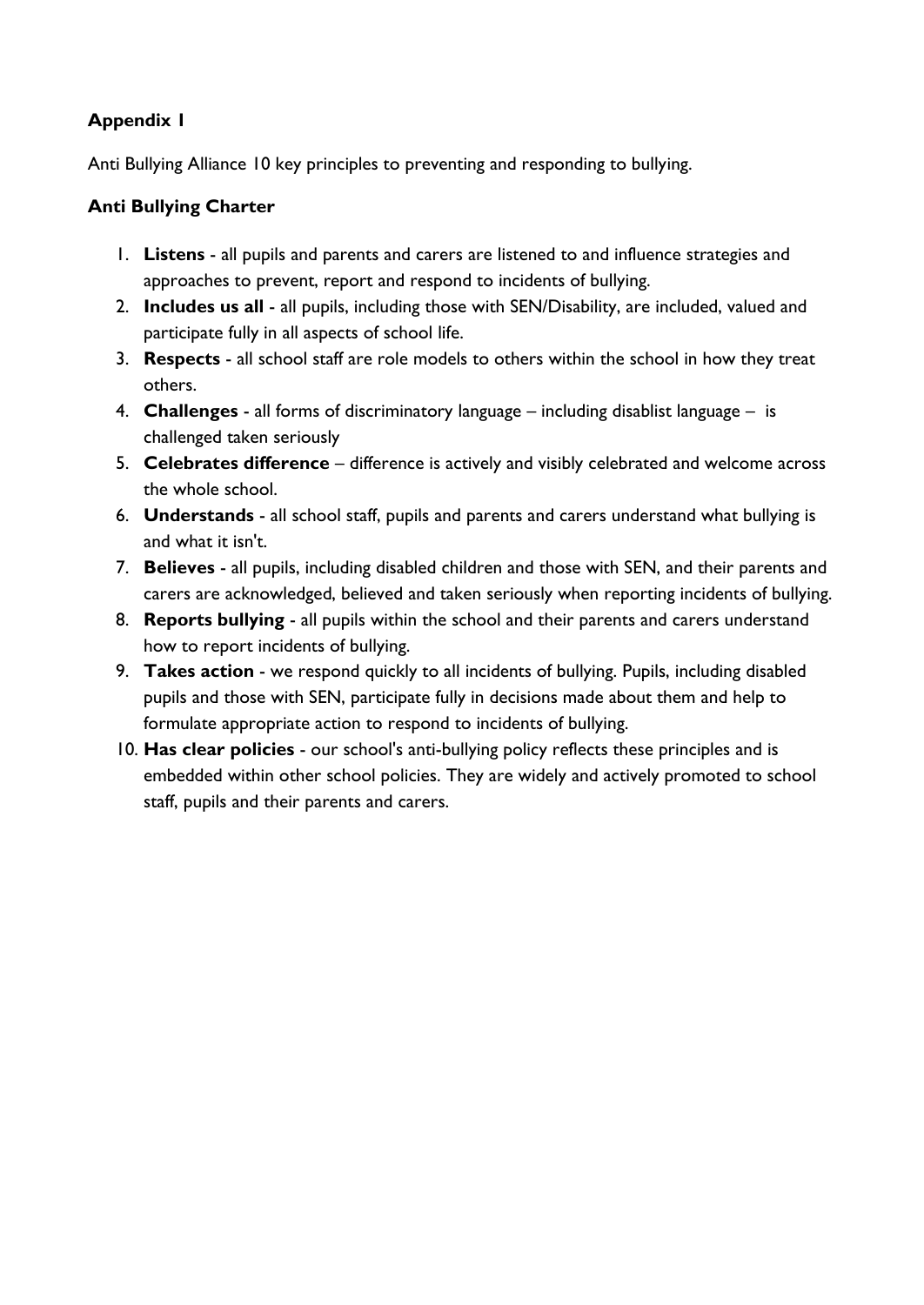## Appendix 1

Anti Bullying Alliance 10 key principles to preventing and responding to bullying.

### Anti Bullying Charter

1. **Listens** - all pupils and parents and carers are listened to and influence strategies and approaches to prevent, report and respond to incidents of bullying.
2. **Includes us all** - all pupils, including those with SEN/Disability, are included, valued and participate fully in all aspects of school life.
3. **Respects** - all school staff are role models to others within the school in how they treat others.
4. **Challenges** - all forms of discriminatory language – including disablist language – is challenged taken seriously
5. **Celebrates difference** – difference is actively and visibly celebrated and welcome across the whole school.
6. **Understands** - all school staff, pupils and parents and carers understand what bullying is and what it isn't.
7. **Believes** - all pupils, including disabled children and those with SEN, and their parents and carers are acknowledged, believed and taken seriously when reporting incidents of bullying.
8. **Reports bullying** - all pupils within the school and their parents and carers understand how to report incidents of bullying.
9. **Takes action** - we respond quickly to all incidents of bullying. Pupils, including disabled pupils and those with SEN, participate fully in decisions made about them and help to formulate appropriate action to respond to incidents of bullying.
10. **Has clear policies** - our school's anti-bullying policy reflects these principles and is embedded within other school policies. They are widely and actively promoted to school staff, pupils and their parents and carers.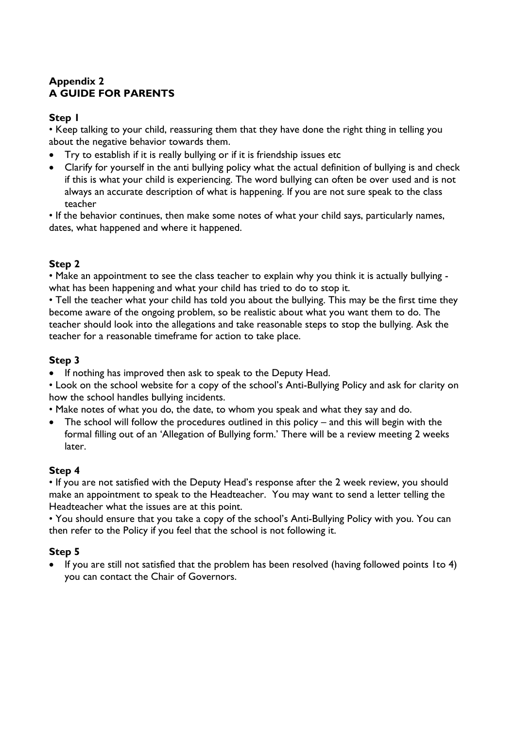**Appendix 2**
**A GUIDE FOR PARENTS**

**Step 1**

• Keep talking to your child, reassuring them that they have done the right thing in telling you about the negative behavior towards them.

- Try to establish if it is really bullying or if it is friendship issues etc
- Clarify for yourself in the anti bullying policy what the actual definition of bullying is and check if this is what your child is experiencing. The word bullying can often be over used and is not always an accurate description of what is happening. If you are not sure speak to the class teacher

• If the behavior continues, then make some notes of what your child says, particularly names, dates, what happened and where it happened.

**Step 2**

• Make an appointment to see the class teacher to explain why you think it is actually bullying - what has been happening and what your child has tried to do to stop it.

• Tell the teacher what your child has told you about the bullying. This may be the first time they become aware of the ongoing problem, so be realistic about what you want them to do. The teacher should look into the allegations and take reasonable steps to stop the bullying. Ask the teacher for a reasonable timeframe for action to take place.

**Step 3**

- If nothing has improved then ask to speak to the Deputy Head.

• Look on the school website for a copy of the school's Anti-Bullying Policy and ask for clarity on how the school handles bullying incidents.

• Make notes of what you do, the date, to whom you speak and what they say and do.

- The school will follow the procedures outlined in this policy – and this will begin with the formal filling out of an 'Allegation of Bullying form.' There will be a review meeting 2 weeks later.

**Step 4**

• If you are not satisfied with the Deputy Head's response after the 2 week review, you should make an appointment to speak to the Headteacher. You may want to send a letter telling the Headteacher what the issues are at this point.

• You should ensure that you take a copy of the school's Anti-Bullying Policy with you. You can then refer to the Policy if you feel that the school is not following it.

**Step 5**

- If you are still not satisfied that the problem has been resolved (having followed points 1to 4) you can contact the Chair of Governors.